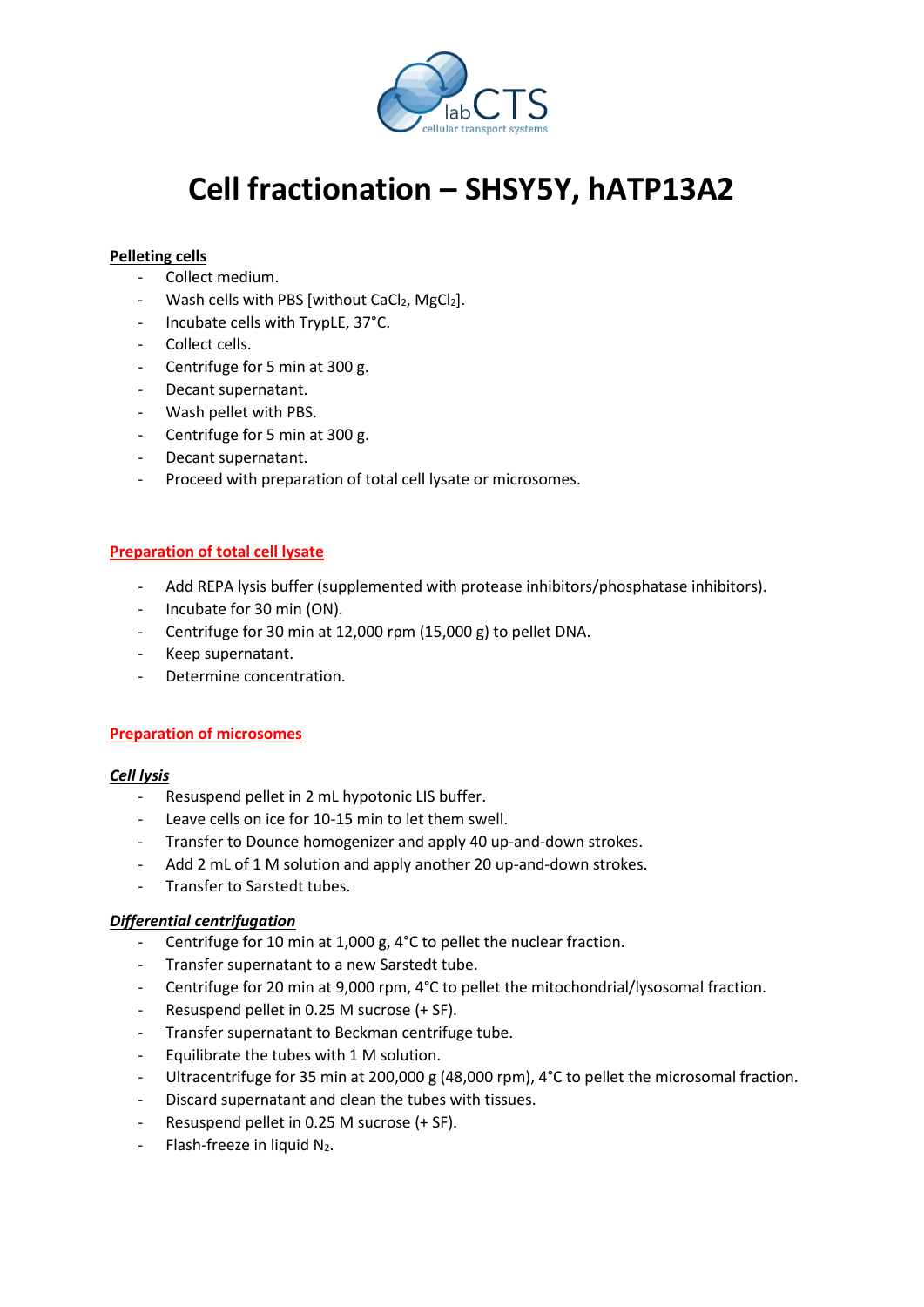# Cell fractionation – SHSY5Y, hATP13A2

**Pelleting cells**

- Collect medium.
- Wash cells with PBS [without $CaCl_2$, $MgCl_2$].
- Incubate cells with TrypLE, 37°C.
- Collect cells.
- Centrifuge for 5 min at 300 g.
- Decant supernatant.
- Wash pellet with PBS.
- Centrifuge for 5 min at 300 g.
- Decant supernatant.
- Proceed with preparation of total cell lysate or microsomes.

## Preparation of total cell lysate

- Add REPA lysis buffer (supplemented with protease inhibitors/phosphatase inhibitors).
- Incubate for 30 min (ON).
- Centrifuge for 30 min at 12,000 rpm (15,000 g) to pellet DNA.
- Keep supernatant.
- Determine concentration.

## Preparation of microsomes

***Cell lysis***

- Resuspend pellet in 2 mL hypotonic LIS buffer.
- Leave cells on ice for 10-15 min to let them swell.
- Transfer to Dounce homogenizer and apply 40 up-and-down strokes.
- Add 2 mL of 1 M solution and apply another 20 up-and-down strokes.
- Transfer to Sarstedt tubes.

***Differential centrifugation***

- Centrifuge for 10 min at 1,000 g, 4°C to pellet the nuclear fraction.
- Transfer supernatant to a new Sarstedt tube.
- Centrifuge for 20 min at 9,000 rpm, 4°C to pellet the mitochondrial/lysosomal fraction.
- Resuspend pellet in 0.25 M sucrose (+ SF).
- Transfer supernatant to Beckman centrifuge tube.
- Equilibrate the tubes with 1 M solution.
- Ultracentrifuge for 35 min at 200,000 g (48,000 rpm), 4°C to pellet the microsomal fraction.
- Discard supernatant and clean the tubes with tissues.
- Resuspend pellet in 0.25 M sucrose (+ SF).
- Flash-freeze in liquid $N_2$.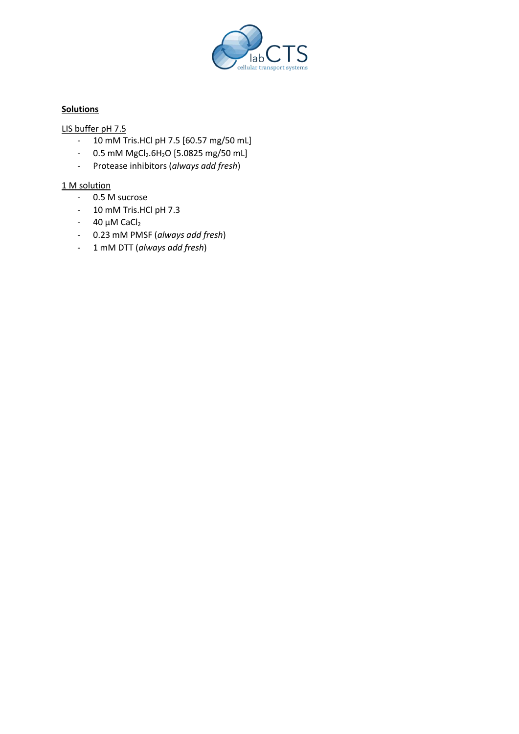**Solutions**

LIS buffer pH 7.5

- 10 mM Tris.HCl pH 7.5 [60.57 mg/50 mL]
- 0.5 mM $MgCl_2.6H_2O$ [5.0825 mg/50 mL]
- Protease inhibitors (*always add fresh*)

1 M solution

- 0.5 M sucrose
- 10 mM Tris.HCl pH 7.3
- 40 µM $CaCl_2$
- 0.23 mM PMSF (*always add fresh*)
- 1 mM DTT (*always add fresh*)